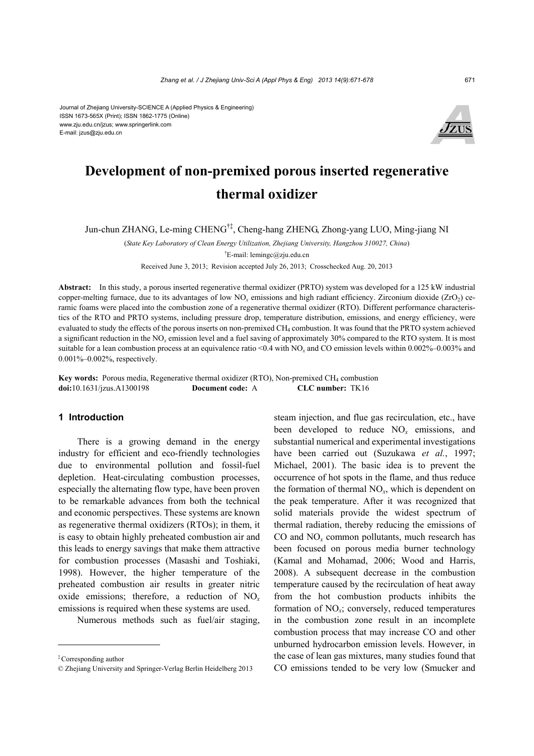Journal of Zhejiang University-SCIENCE A (Applied Physics & Engineering)
ISSN 1673-565X (Print); ISSN 1862-1775 (Online)
www.zju.edu.cn/jzus; www.springerlink.com
E-mail: jzus@zju.edu.cn

# Development of non-premixed porous inserted regenerative thermal oxidizer

Jun-chun ZHANG, Le-ming CHENG[†‡], Cheng-hang ZHENG, Zhong-yang LUO, Ming-jiang NI

(*State Key Laboratory of Clean Energy Utilization, Zhejiang University, Hangzhou 310027, China*)

[†]E-mail: lemingc@zju.edu.cn

Received June 3, 2013; Revision accepted July 26, 2013; Crosschecked Aug. 20, 2013

**Abstract:** In this study, a porous inserted regenerative thermal oxidizer (PRTO) system was developed for a 125 kW industrial copper-melting furnace, due to its advantages of low $NO_x$ emissions and high radiant efficiency. Zirconium dioxide ($ZrO_2$) ceramic foams were placed into the combustion zone of a regenerative thermal oxidizer (RTO). Different performance characteristics of the RTO and PRTO systems, including pressure drop, temperature distribution, emissions, and energy efficiency, were evaluated to study the effects of the porous inserts on non-premixed $CH_4$ combustion. It was found that the PRTO system achieved a significant reduction in the $NO_x$ emission level and a fuel saving of approximately 30% compared to the RTO system. It is most suitable for a lean combustion process at an equivalence ratio <0.4 with $NO_x$ and CO emission levels within 0.002%–0.003% and 0.001%–0.002%, respectively.

**Key words:** Porous media, Regenerative thermal oxidizer (RTO), Non-premixed $CH_4$ combustion
**doi:**10.1631/jzus.A1300198 **Document code:** A **CLC number:** TK16

## 1 Introduction

There is a growing demand in the energy industry for efficient and eco-friendly technologies due to environmental pollution and fossil-fuel depletion. Heat-circulating combustion processes, especially the alternating flow type, have been proven to be remarkable advances from both the technical and economic perspectives. These systems are known as regenerative thermal oxidizers (RTOs); in them, it is easy to obtain highly preheated combustion air and this leads to energy savings that make them attractive for combustion processes (Masashi and Toshiaki, 1998). However, the higher temperature of the preheated combustion air results in greater nitric oxide emissions; therefore, a reduction of $NO_x$ emissions is required when these systems are used.

Numerous methods such as fuel/air staging, steam injection, and flue gas recirculation, etc., have been developed to reduce $NO_x$ emissions, and substantial numerical and experimental investigations have been carried out (Suzukawa *et al.*, 1997; Michael, 2001). The basic idea is to prevent the occurrence of hot spots in the flame, and thus reduce the formation of thermal $NO_x$, which is dependent on the peak temperature. After it was recognized that solid materials provide the widest spectrum of thermal radiation, thereby reducing the emissions of CO and $NO_x$ common pollutants, much research has been focused on porous media burner technology (Kamal and Mohamad, 2006; Wood and Harris, 2008). A subsequent decrease in the combustion temperature caused by the recirculation of heat away from the hot combustion products inhibits the formation of $NO_x$; conversely, reduced temperatures in the combustion zone result in an incomplete combustion process that may increase CO and other unburned hydrocarbon emission levels. However, in the case of lean gas mixtures, many studies found that CO emissions tended to be very low (Smucker and

---

[‡] Corresponding author

© Zhejiang University and Springer-Verlag Berlin Heidelberg 2013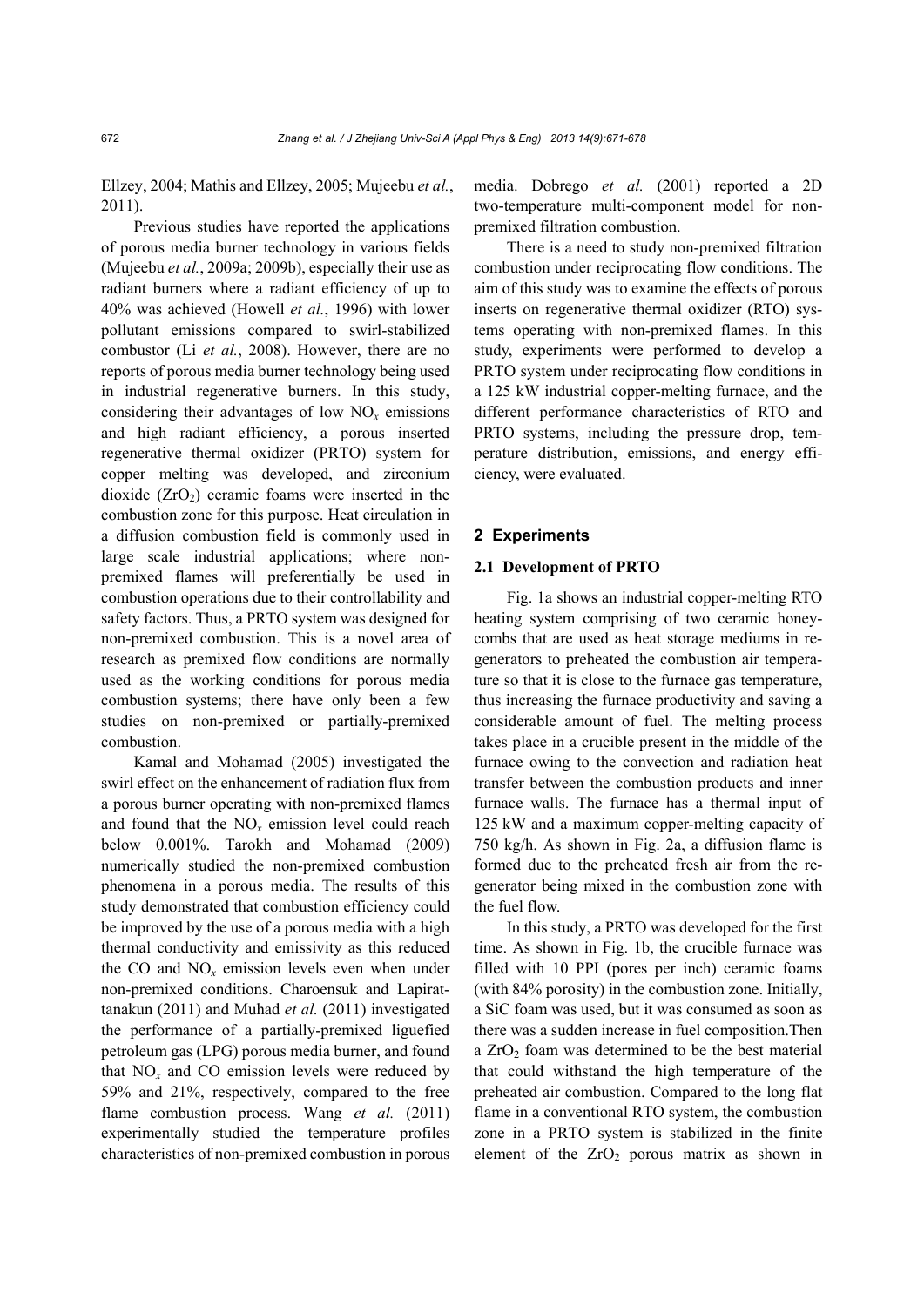Ellzey, 2004; Mathis and Ellzey, 2005; Mujeebu *et al.*, 2011).

Previous studies have reported the applications of porous media burner technology in various fields (Mujeebu *et al.*, 2009a; 2009b), especially their use as radiant burners where a radiant efficiency of up to 40% was achieved (Howell *et al.*, 1996) with lower pollutant emissions compared to swirl-stabilized combustor (Li *et al.*, 2008). However, there are no reports of porous media burner technology being used in industrial regenerative burners. In this study, considering their advantages of low $NO_x$ emissions and high radiant efficiency, a porous inserted regenerative thermal oxidizer (PRTO) system for copper melting was developed, and zirconium dioxide ($ZrO_2$) ceramic foams were inserted in the combustion zone for this purpose. Heat circulation in a diffusion combustion field is commonly used in large scale industrial applications; where non-premixed flames will preferentially be used in combustion operations due to their controllability and safety factors. Thus, a PRTO system was designed for non-premixed combustion. This is a novel area of research as premixed flow conditions are normally used as the working conditions for porous media combustion systems; there have only been a few studies on non-premixed or partially-premixed combustion.

Kamal and Mohamad (2005) investigated the swirl effect on the enhancement of radiation flux from a porous burner operating with non-premixed flames and found that the $NO_x$ emission level could reach below 0.001%. Tarokh and Mohamad (2009) numerically studied the non-premixed combustion phenomena in a porous media. The results of this study demonstrated that combustion efficiency could be improved by the use of a porous media with a high thermal conductivity and emissivity as this reduced the CO and $NO_x$ emission levels even when under non-premixed conditions. Charoensuk and Lapirattanakun (2011) and Muhad *et al.* (2011) investigated the performance of a partially-premixed liguefied petroleum gas (LPG) porous media burner, and found that $NO_x$ and CO emission levels were reduced by 59% and 21%, respectively, compared to the free flame combustion process. Wang *et al.* (2011) experimentally studied the temperature profiles characteristics of non-premixed combustion in porous media. Dobrego *et al.* (2001) reported a 2D two-temperature multi-component model for non-premixed filtration combustion.

There is a need to study non-premixed filtration combustion under reciprocating flow conditions. The aim of this study was to examine the effects of porous inserts on regenerative thermal oxidizer (RTO) systems operating with non-premixed flames. In this study, experiments were performed to develop a PRTO system under reciprocating flow conditions in a 125 kW industrial copper-melting furnace, and the different performance characteristics of RTO and PRTO systems, including the pressure drop, temperature distribution, emissions, and energy efficiency, were evaluated.

## 2 Experiments

### 2.1 Development of PRTO

Fig. 1a shows an industrial copper-melting RTO heating system comprising of two ceramic honeycombs that are used as heat storage mediums in regenerators to preheated the combustion air temperature so that it is close to the furnace gas temperature, thus increasing the furnace productivity and saving a considerable amount of fuel. The melting process takes place in a crucible present in the middle of the furnace owing to the convection and radiation heat transfer between the combustion products and inner furnace walls. The furnace has a thermal input of 125 kW and a maximum copper-melting capacity of 750 kg/h. As shown in Fig. 2a, a diffusion flame is formed due to the preheated fresh air from the regenerator being mixed in the combustion zone with the fuel flow.

In this study, a PRTO was developed for the first time. As shown in Fig. 1b, the crucible furnace was filled with 10 PPI (pores per inch) ceramic foams (with 84% porosity) in the combustion zone. Initially, a SiC foam was used, but it was consumed as soon as there was a sudden increase in fuel composition.Then a $ZrO_2$ foam was determined to be the best material that could withstand the high temperature of the preheated air combustion. Compared to the long flat flame in a conventional RTO system, the combustion zone in a PRTO system is stabilized in the finite element of the $ZrO_2$ porous matrix as shown in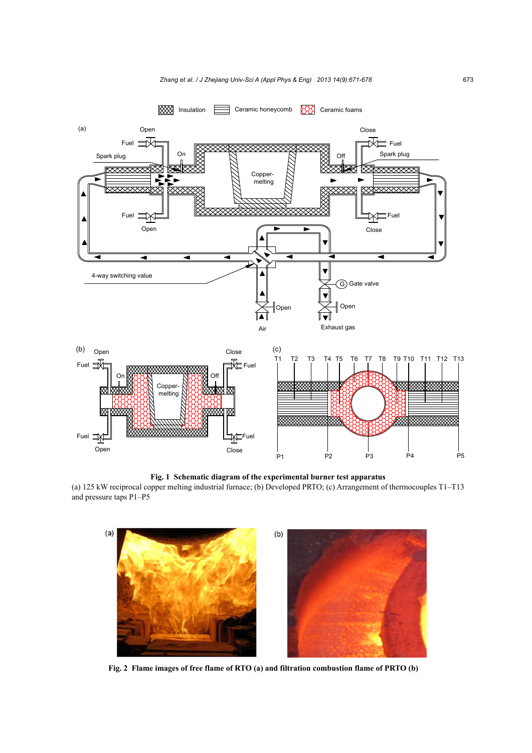**Fig. 1  Schematic diagram of the experimental burner test apparatus**

(a) 125 kW reciprocal copper melting industrial furnace; (b) Developed PRTO; (c) Arrangement of thermocouples T1–T13 and pressure taps P1–P5

**Fig. 2  Flame images of free flame of RTO (a) and filtration combustion flame of PRTO (b)**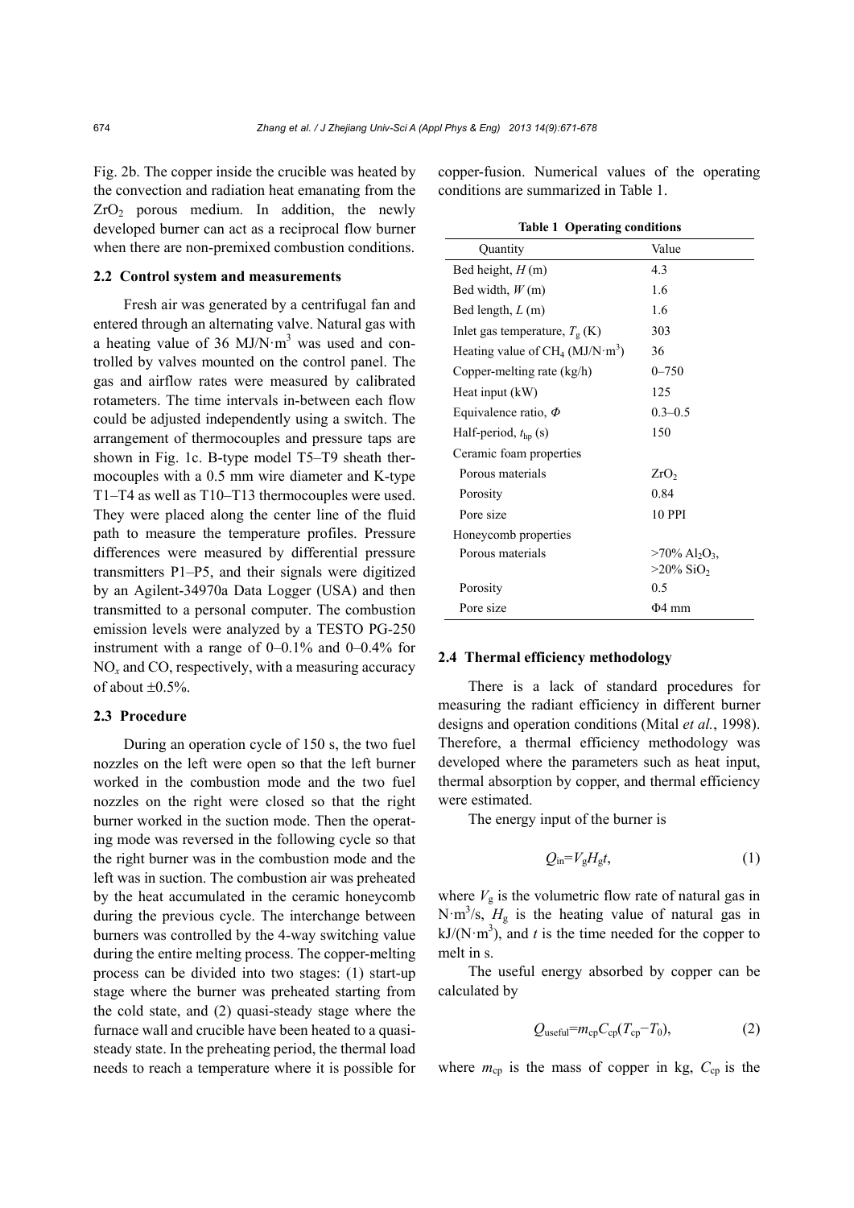Fig. 2b. The copper inside the crucible was heated by the convection and radiation heat emanating from the $ZrO_2$ porous medium. In addition, the newly developed burner can act as a reciprocal flow burner when there are non-premixed combustion conditions.

### 2.2 Control system and measurements

Fresh air was generated by a centrifugal fan and entered through an alternating valve. Natural gas with a heating value of 36 MJ/N·m$^3$ was used and controlled by valves mounted on the control panel. The gas and airflow rates were measured by calibrated rotameters. The time intervals in-between each flow could be adjusted independently using a switch. The arrangement of thermocouples and pressure taps are shown in Fig. 1c. B-type model T5–T9 sheath thermocouples with a 0.5 mm wire diameter and K-type T1–T4 as well as T10–T13 thermocouples were used. They were placed along the center line of the fluid path to measure the temperature profiles. Pressure differences were measured by differential pressure transmitters P1–P5, and their signals were digitized by an Agilent-34970a Data Logger (USA) and then transmitted to a personal computer. The combustion emission levels were analyzed by a TESTO PG-250 instrument with a range of 0–0.1% and 0–0.4% for $NO_x$ and CO, respectively, with a measuring accuracy of about ±0.5%.

### 2.3 Procedure

During an operation cycle of 150 s, the two fuel nozzles on the left were open so that the left burner worked in the combustion mode and the two fuel nozzles on the right were closed so that the right burner worked in the suction mode. Then the operating mode was reversed in the following cycle so that the right burner was in the combustion mode and the left was in suction. The combustion air was preheated by the heat accumulated in the ceramic honeycomb during the previous cycle. The interchange between burners was controlled by the 4-way switching value during the entire melting process. The copper-melting process can be divided into two stages: (1) start-up stage where the burner was preheated starting from the cold state, and (2) quasi-steady stage where the furnace wall and crucible have been heated to a quasi-steady state. In the preheating period, the thermal load needs to reach a temperature where it is possible for copper-fusion. Numerical values of the operating conditions are summarized in Table 1.

**Table 1 Operating conditions**

| Quantity | Value |
|---|---|
| Bed height, $H$ (m) | 4.3 |
| Bed width, $W$ (m) | 1.6 |
| Bed length, $L$ (m) | 1.6 |
| Inlet gas temperature, $T_g$ (K) | 303 |
| Heating value of $CH_4$ (MJ/N·m$^3$) | 36 |
| Copper-melting rate (kg/h) | 0–750 |
| Heat input (kW) | 125 |
| Equivalence ratio, $\Phi$ | 0.3–0.5 |
| Half-period, $t_{hp}$ (s) | 150 |
| Ceramic foam properties | |
| Porous materials | $ZrO_2$ |
| Porosity | 0.84 |
| Pore size | 10 PPI |
| Honeycomb properties | |
| Porous materials | >70% $Al_2O_3$, >20% $SiO_2$ |
| Porosity | 0.5 |
| Pore size | Φ4 mm |

### 2.4 Thermal efficiency methodology

There is a lack of standard procedures for measuring the radiant efficiency in different burner designs and operation conditions (Mital *et al.*, 1998). Therefore, a thermal efficiency methodology was developed where the parameters such as heat input, thermal absorption by copper, and thermal efficiency were estimated.

The energy input of the burner is

$$Q_{in}=V_g H_g t, \tag{1}$$

where $V_g$ is the volumetric flow rate of natural gas in N·m$^3$/s, $H_g$ is the heating value of natural gas in kJ/(N·m$^3$), and $t$ is the time needed for the copper to melt in s.

The useful energy absorbed by copper can be calculated by

$$Q_{useful}=m_{cp}C_{cp}(T_{cp}-T_0), \tag{2}$$

where $m_{cp}$ is the mass of copper in kg, $C_{cp}$ is the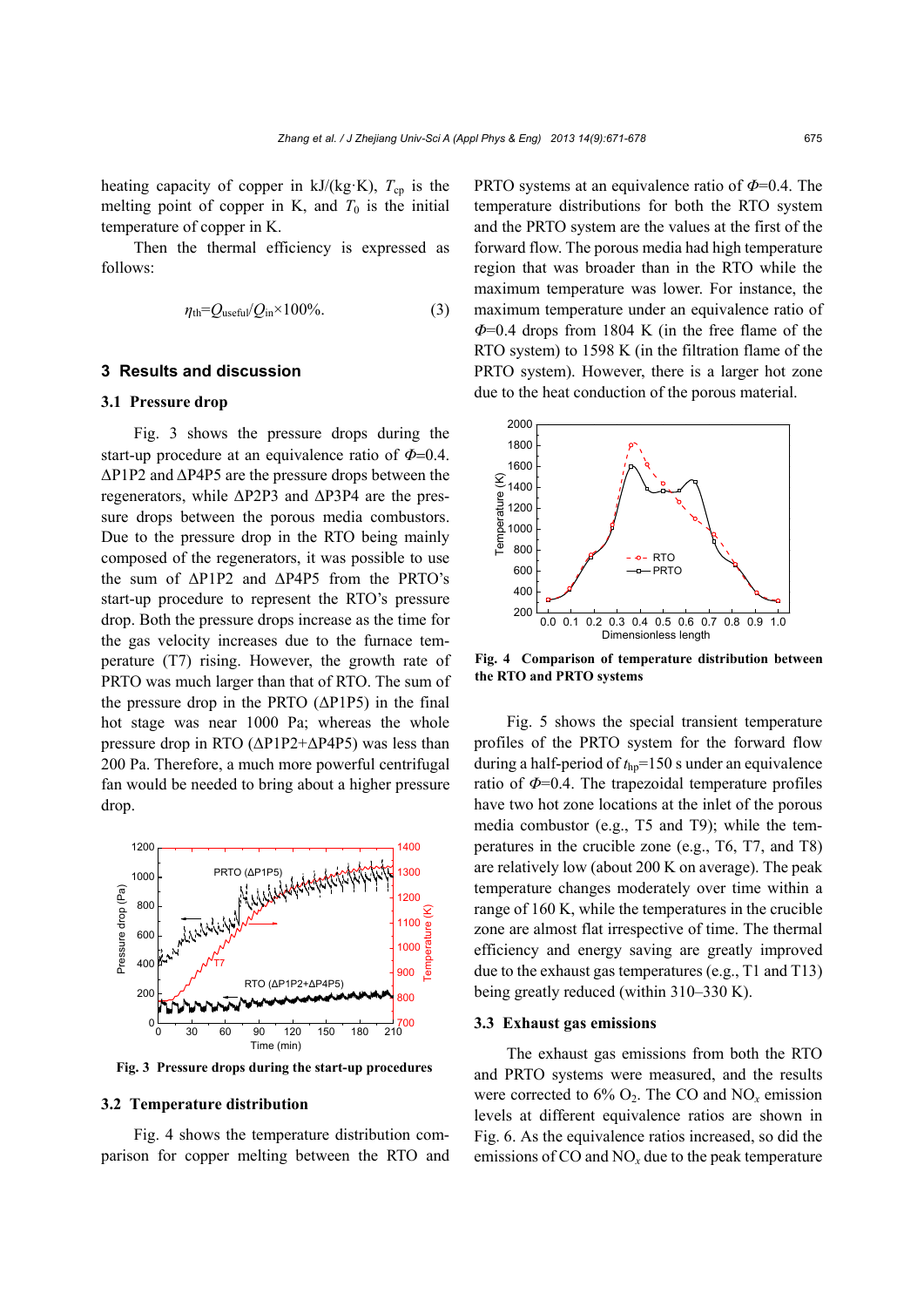heating capacity of copper in kJ/(kg·K), $T_{cp}$ is the melting point of copper in K, and $T_0$ is the initial temperature of copper in K.

Then the thermal efficiency is expressed as follows:

$$\eta_{th}=Q_{useful}/Q_{in}\times 100\%. \quad (3)$$

## 3 Results and discussion

### 3.1 Pressure drop

Fig. 3 shows the pressure drops during the start-up procedure at an equivalence ratio of $\Phi$=0.4. ΔP1P2 and ΔP4P5 are the pressure drops between the regenerators, while ΔP2P3 and ΔP3P4 are the pressure drops between the porous media combustors. Due to the pressure drop in the RTO being mainly composed of the regenerators, it was possible to use the sum of ΔP1P2 and ΔP4P5 from the PRTO's start-up procedure to represent the RTO's pressure drop. Both the pressure drops increase as the time for the gas velocity increases due to the furnace temperature (T7) rising. However, the growth rate of PRTO was much larger than that of RTO. The sum of the pressure drop in the PRTO (ΔP1P5) in the final hot stage was near 1000 Pa; whereas the whole pressure drop in RTO (ΔP1P2+ΔP4P5) was less than 200 Pa. Therefore, a much more powerful centrifugal fan would be needed to bring about a higher pressure drop.

**Fig. 3 Pressure drops during the start-up procedures**

### 3.2 Temperature distribution

Fig. 4 shows the temperature distribution comparison for copper melting between the RTO and PRTO systems at an equivalence ratio of $\Phi$=0.4. The temperature distributions for both the RTO system and the PRTO system are the values at the first of the forward flow. The porous media had high temperature region that was broader than in the RTO while the maximum temperature was lower. For instance, the maximum temperature under an equivalence ratio of $\Phi$=0.4 drops from 1804 K (in the free flame of the RTO system) to 1598 K (in the filtration flame of the PRTO system). However, there is a larger hot zone due to the heat conduction of the porous material.

**Fig. 4 Comparison of temperature distribution between the RTO and PRTO systems**

Fig. 5 shows the special transient temperature profiles of the PRTO system for the forward flow during a half-period of $t_{hp}$=150 s under an equivalence ratio of $\Phi$=0.4. The trapezoidal temperature profiles have two hot zone locations at the inlet of the porous media combustor (e.g., T5 and T9); while the temperatures in the crucible zone (e.g., T6, T7, and T8) are relatively low (about 200 K on average). The peak temperature changes moderately over time within a range of 160 K, while the temperatures in the crucible zone are almost flat irrespective of time. The thermal efficiency and energy saving are greatly improved due to the exhaust gas temperatures (e.g., T1 and T13) being greatly reduced (within 310–330 K).

### 3.3 Exhaust gas emissions

The exhaust gas emissions from both the RTO and PRTO systems were measured, and the results were corrected to 6% $O_2$. The CO and $NO_x$ emission levels at different equivalence ratios are shown in Fig. 6. As the equivalence ratios increased, so did the emissions of CO and $NO_x$ due to the peak temperature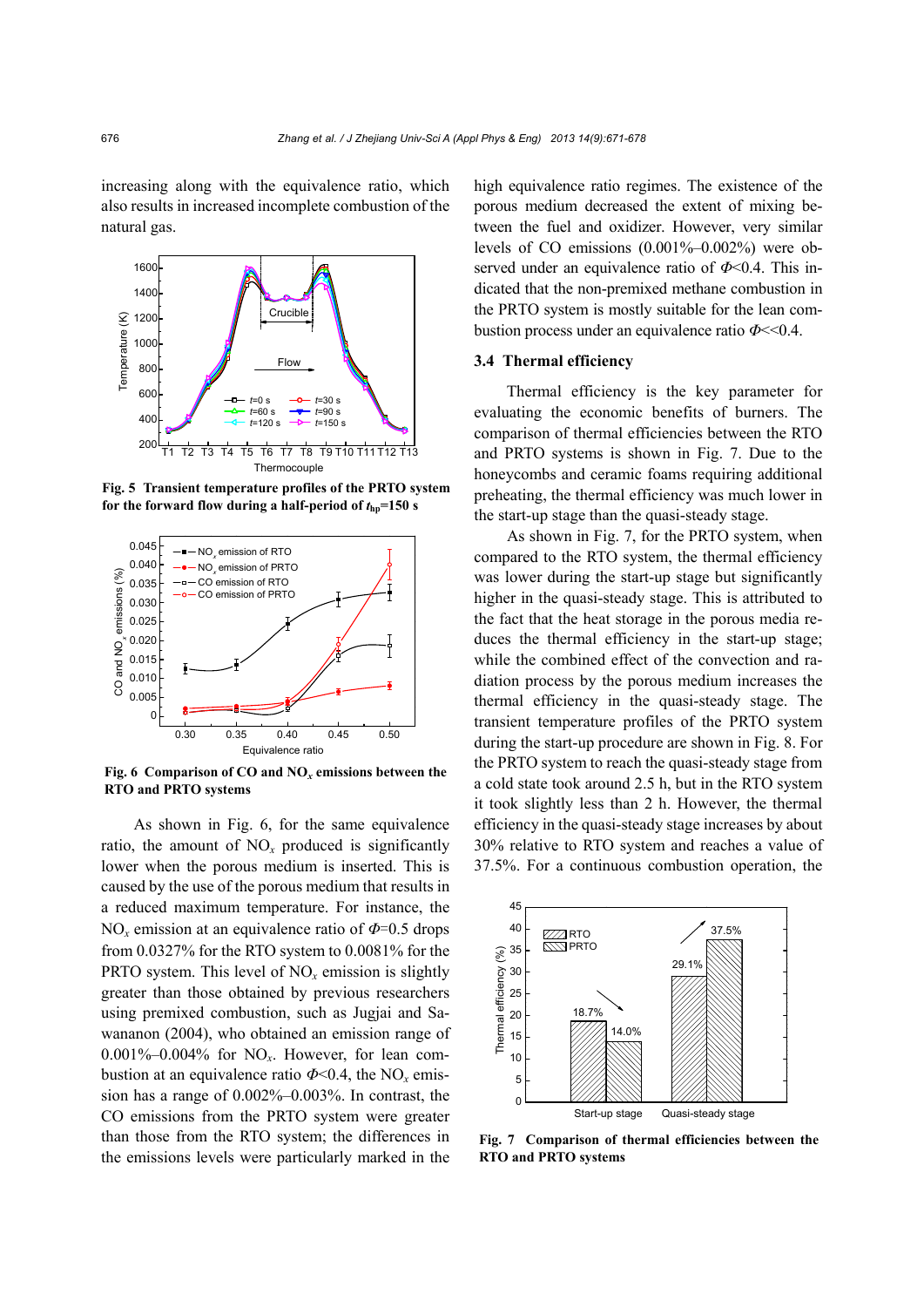increasing along with the equivalence ratio, which also results in increased incomplete combustion of the natural gas.

**Fig. 5 Transient temperature profiles of the PRTO system for the forward flow during a half-period of $t_{hp}$=150 s**

**Fig. 6 Comparison of CO and $NO_x$ emissions between the RTO and PRTO systems**

As shown in Fig. 6, for the same equivalence ratio, the amount of $NO_x$ produced is significantly lower when the porous medium is inserted. This is caused by the use of the porous medium that results in a reduced maximum temperature. For instance, the $NO_x$ emission at an equivalence ratio of $\Phi$=0.5 drops from 0.0327% for the RTO system to 0.0081% for the PRTO system. This level of $NO_x$ emission is slightly greater than those obtained by previous researchers using premixed combustion, such as Jugjai and Sawananon (2004), who obtained an emission range of 0.001%–0.004% for $NO_x$. However, for lean combustion at an equivalence ratio $\Phi$<0.4, the $NO_x$ emission has a range of 0.002%–0.003%. In contrast, the CO emissions from the PRTO system were greater than those from the RTO system; the differences in the emissions levels were particularly marked in the high equivalence ratio regimes. The existence of the porous medium decreased the extent of mixing between the fuel and oxidizer. However, very similar levels of CO emissions (0.001%–0.002%) were observed under an equivalence ratio of $\Phi$<0.4. This indicated that the non-premixed methane combustion in the PRTO system is mostly suitable for the lean combustion process under an equivalence ratio $\Phi$<<0.4.

### 3.4 Thermal efficiency

Thermal efficiency is the key parameter for evaluating the economic benefits of burners. The comparison of thermal efficiencies between the RTO and PRTO systems is shown in Fig. 7. Due to the honeycombs and ceramic foams requiring additional preheating, the thermal efficiency was much lower in the start-up stage than the quasi-steady stage.

As shown in Fig. 7, for the PRTO system, when compared to the RTO system, the thermal efficiency was lower during the start-up stage but significantly higher in the quasi-steady stage. This is attributed to the fact that the heat storage in the porous media reduces the thermal efficiency in the start-up stage; while the combined effect of the convection and radiation process by the porous medium increases the thermal efficiency in the quasi-steady stage. The transient temperature profiles of the PRTO system during the start-up procedure are shown in Fig. 8. For the PRTO system to reach the quasi-steady stage from a cold state took around 2.5 h, but in the RTO system it took slightly less than 2 h. However, the thermal efficiency in the quasi-steady stage increases by about 30% relative to RTO system and reaches a value of 37.5%. For a continuous combustion operation, the

**Fig. 7 Comparison of thermal efficiencies between the RTO and PRTO systems**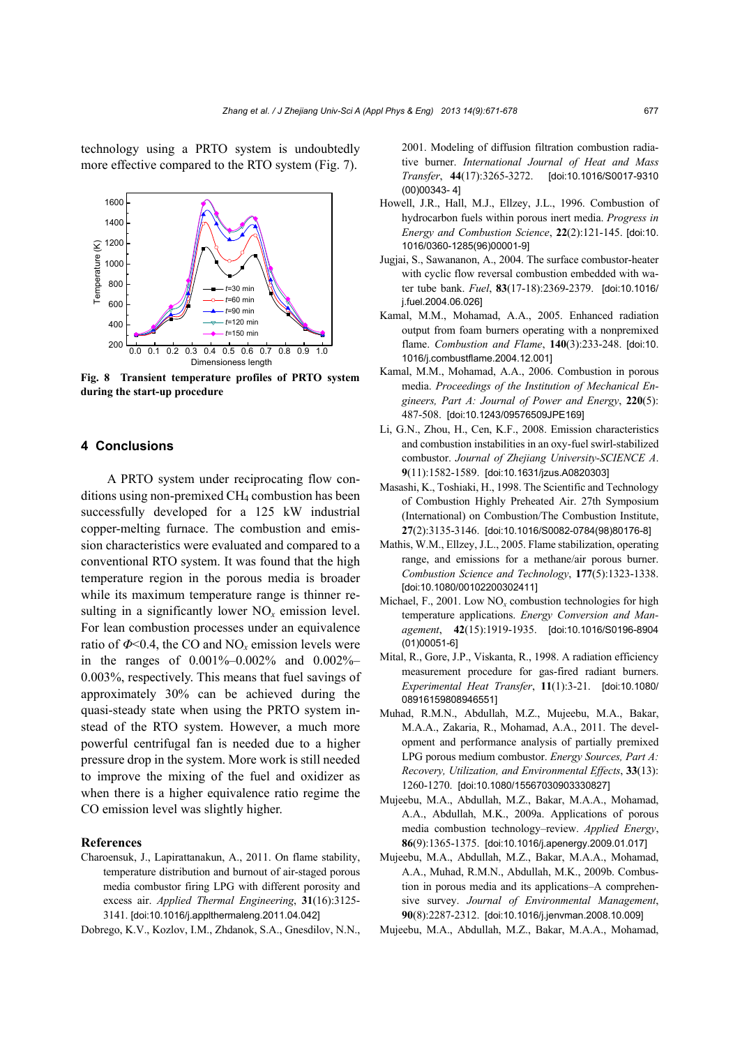technology using a PRTO system is undoubtedly more effective compared to the RTO system (Fig. 7).

**Fig. 8 Transient temperature profiles of PRTO system during the start-up procedure**

## 4 Conclusions

A PRTO system under reciprocating flow conditions using non-premixed $CH_4$ combustion has been successfully developed for a 125 kW industrial copper-melting furnace. The combustion and emission characteristics were evaluated and compared to a conventional RTO system. It was found that the high temperature region in the porous media is broader while its maximum temperature range is thinner resulting in a significantly lower $NO_x$ emission level. For lean combustion processes under an equivalence ratio of $\Phi$<0.4, the CO and $NO_x$ emission levels were in the ranges of 0.001%–0.002% and 0.002%–0.003%, respectively. This means that fuel savings of approximately 30% can be achieved during the quasi-steady state when using the PRTO system instead of the RTO system. However, a much more powerful centrifugal fan is needed due to a higher pressure drop in the system. More work is still needed to improve the mixing of the fuel and oxidizer as when there is a higher equivalence ratio regime the CO emission level was slightly higher.

## References

Charoensuk, J., Lapirattanakun, A., 2011. On flame stability, temperature distribution and burnout of air-staged porous media combustor firing LPG with different porosity and excess air. *Applied Thermal Engineering*, **31**(16):3125-3141. [doi:10.1016/j.applthermaleng.2011.04.042]

Dobrego, K.V., Kozlov, I.M., Zhdanok, S.A., Gnesdilov, N.N., 2001. Modeling of diffusion filtration combustion radiative burner. *International Journal of Heat and Mass Transfer*, **44**(17):3265-3272. [doi:10.1016/S0017-9310(00)00343-4]

Howell, J.R., Hall, M.J., Ellzey, J.L., 1996. Combustion of hydrocarbon fuels within porous inert media. *Progress in Energy and Combustion Science*, **22**(2):121-145. [doi:10.1016/0360-1285(96)00001-9]

Jugjai, S., Sawananon, A., 2004. The surface combustor-heater with cyclic flow reversal combustion embedded with water tube bank. *Fuel*, **83**(17-18):2369-2379. [doi:10.1016/j.fuel.2004.06.026]

Kamal, M.M., Mohamad, A.A., 2005. Enhanced radiation output from foam burners operating with a nonpremixed flame. *Combustion and Flame*, **140**(3):233-248. [doi:10.1016/j.combustflame.2004.12.001]

Kamal, M.M., Mohamad, A.A., 2006. Combustion in porous media. *Proceedings of the Institution of Mechanical Engineers, Part A: Journal of Power and Energy*, **220**(5):487-508. [doi:10.1243/09576509JPE169]

Li, G.N., Zhou, H., Cen, K.F., 2008. Emission characteristics and combustion instabilities in an oxy-fuel swirl-stabilized combustor. *Journal of Zhejiang University-SCIENCE A*. **9**(11):1582-1589. [doi:10.1631/jzus.A0820303]

Masashi, K., Toshiaki, H., 1998. The Scientific and Technology of Combustion Highly Preheated Air. 27th Symposium (International) on Combustion/The Combustion Institute, **27**(2):3135-3146. [doi:10.1016/S0082-0784(98)80176-8]

Mathis, W.M., Ellzey, J.L., 2005. Flame stabilization, operating range, and emissions for a methane/air porous burner. *Combustion Science and Technology*, **177**(5):1323-1338. [doi:10.1080/00102200302411]

Michael, F., 2001. Low $NO_x$ combustion technologies for high temperature applications. *Energy Conversion and Management*, **42**(15):1919-1935. [doi:10.1016/S0196-8904(01)00051-6]

Mital, R., Gore, J.P., Viskanta, R., 1998. A radiation efficiency measurement procedure for gas-fired radiant burners. *Experimental Heat Transfer*, **11**(1):3-21. [doi:10.1080/08916159808946551]

Muhad, R.M.N., Abdullah, M.Z., Mujeebu, M.A., Bakar, M.A.A., Zakaria, R., Mohamad, A.A., 2011. The development and performance analysis of partially premixed LPG porous medium combustor. *Energy Sources, Part A: Recovery, Utilization, and Environmental Effects*, **33**(13):1260-1270. [doi:10.1080/15567030903330827]

Mujeebu, M.A., Abdullah, M.Z., Bakar, M.A.A., Mohamad, A.A., Abdullah, M.K., 2009a. Applications of porous media combustion technology–review. *Applied Energy*, **86**(9):1365-1375. [doi:10.1016/j.apenergy.2009.01.017]

Mujeebu, M.A., Abdullah, M.Z., Bakar, M.A.A., Mohamad, A.A., Muhad, R.M.N., Abdullah, M.K., 2009b. Combustion in porous media and its applications–A comprehensive survey. *Journal of Environmental Management*, **90**(8):2287-2312. [doi:10.1016/j.jenvman.2008.10.009]

Mujeebu, M.A., Abdullah, M.Z., Bakar, M.A.A., Mohamad,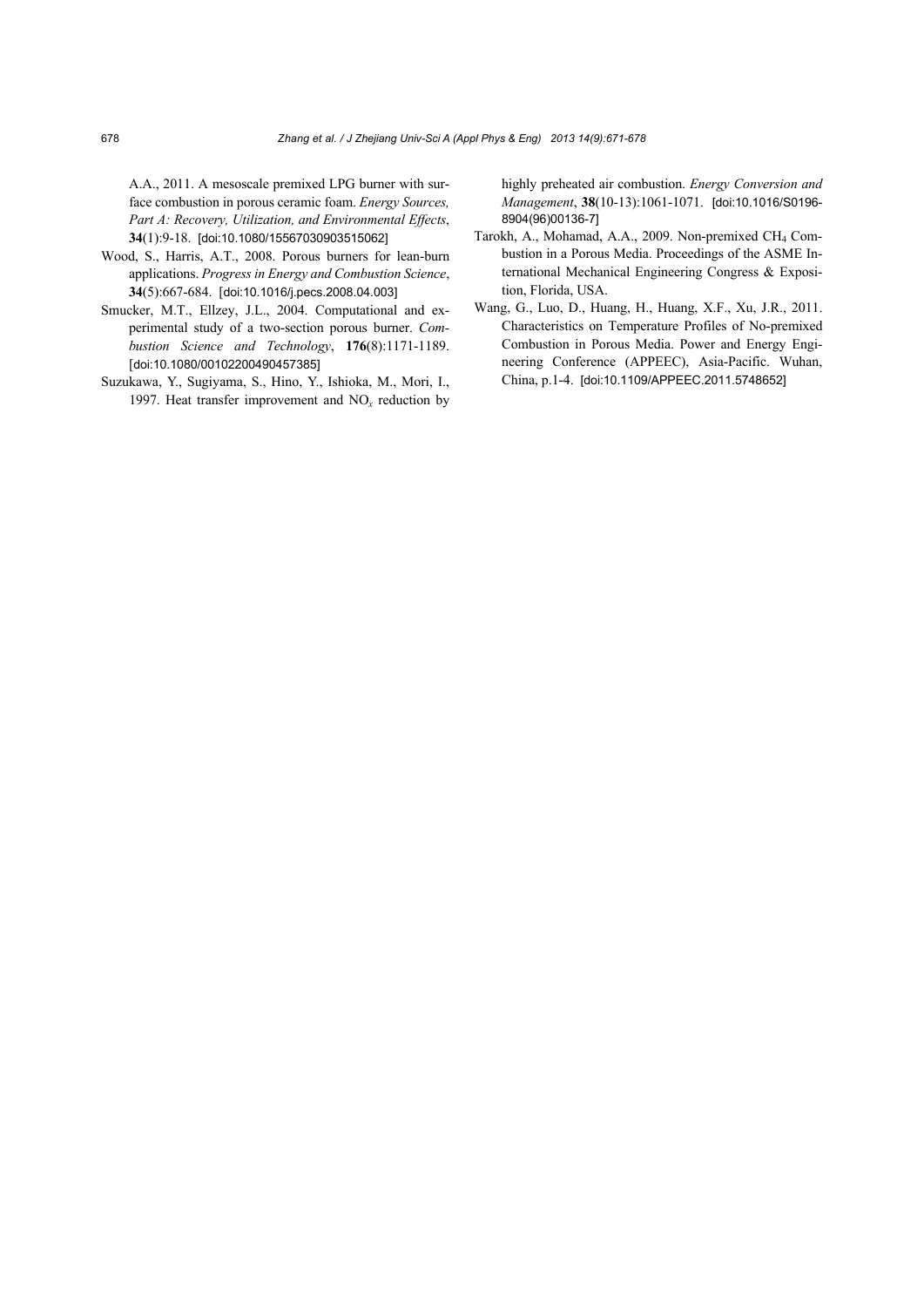A.A., 2011. A mesoscale premixed LPG burner with surface combustion in porous ceramic foam. *Energy Sources, Part A: Recovery, Utilization, and Environmental Effects*, **34**(1):9-18. [doi:10.1080/15567030903515062]

Wood, S., Harris, A.T., 2008. Porous burners for lean-burn applications. *Progress in Energy and Combustion Science*, **34**(5):667-684. [doi:10.1016/j.pecs.2008.04.003]

Smucker, M.T., Ellzey, J.L., 2004. Computational and experimental study of a two-section porous burner. *Combustion Science and Technology*, **176**(8):1171-1189. [doi:10.1080/00102200490457385]

Suzukawa, Y., Sugiyama, S., Hino, Y., Ishioka, M., Mori, I., 1997. Heat transfer improvement and $NO_x$ reduction by highly preheated air combustion. *Energy Conversion and Management*, **38**(10-13):1061-1071. [doi:10.1016/S0196-8904(96)00136-7]

Tarokh, A., Mohamad, A.A., 2009. Non-premixed $CH_4$ Combustion in a Porous Media. Proceedings of the ASME International Mechanical Engineering Congress & Exposition, Florida, USA.

Wang, G., Luo, D., Huang, H., Huang, X.F., Xu, J.R., 2011. Characteristics on Temperature Profiles of No-premixed Combustion in Porous Media. Power and Energy Engineering Conference (APPEEC), Asia-Pacific. Wuhan, China, p.1-4. [doi:10.1109/APPEEC.2011.5748652]